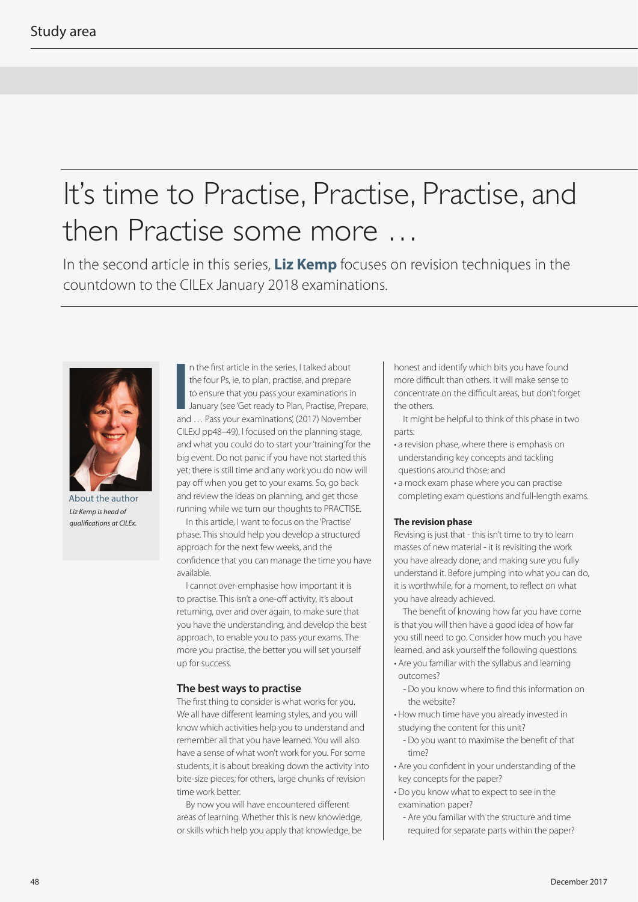# It's time to Practise, Practise, Practise, and then Practise some more …

In the second article in this series, **Liz Kemp** focuses on revision techniques in the countdown to the CILEx January 2018 examinations.

About the author

*Liz Kemp is head of qualifications at CILEx.*

In the first article in the series, I talked about the four Ps, ie, to plan, practise, and prepare to ensure that you pass your examinations in January (see 'Get ready to Plan, Practise, Prepare, and … Pass your examinations', (2017) November CILExJ pp48–49). I focused on the planning stage, and what you could do to start your 'training' for the big event. Do not panic if you have not started this yet; there is still time and any work you do now will pay off when you get to your exams. So, go back and review the ideas on planning, and get those running while we turn our thoughts to PRACTISE.

In this article, I want to focus on the 'Practise' phase. This should help you develop a structured approach for the next few weeks, and the confidence that you can manage the time you have available.

I cannot over-emphasise how important it is to practise. This isn't a one-off activity, it's about returning, over and over again, to make sure that you have the understanding, and develop the best approach, to enable you to pass your exams. The more you practise, the better you will set yourself up for success.

## The best ways to practise

The first thing to consider is what works for you. We all have different learning styles, and you will know which activities help you to understand and remember all that you have learned. You will also have a sense of what won't work for you. For some students, it is about breaking down the activity into bite-size pieces; for others, large chunks of revision time work better.

By now you will have encountered different areas of learning. Whether this is new knowledge, or skills which help you apply that knowledge, be honest and identify which bits you have found more difficult than others. It will make sense to concentrate on the difficult areas, but don't forget the others.

It might be helpful to think of this phase in two parts:

- a revision phase, where there is emphasis on understanding key concepts and tackling questions around those; and
- a mock exam phase where you can practise completing exam questions and full-length exams.

### The revision phase

Revising is just that - this isn't time to try to learn masses of new material - it is revisiting the work you have already done, and making sure you fully understand it. Before jumping into what you can do, it is worthwhile, for a moment, to reflect on what you have already achieved.

The benefit of knowing how far you have come is that you will then have a good idea of how far you still need to go. Consider how much you have learned, and ask yourself the following questions:

- Are you familiar with the syllabus and learning outcomes?
  - Do you know where to find this information on the website?
- How much time have you already invested in studying the content for this unit?
  - Do you want to maximise the benefit of that time?
- Are you confident in your understanding of the key concepts for the paper?
- Do you know what to expect to see in the examination paper?
  - Are you familiar with the structure and time required for separate parts within the paper?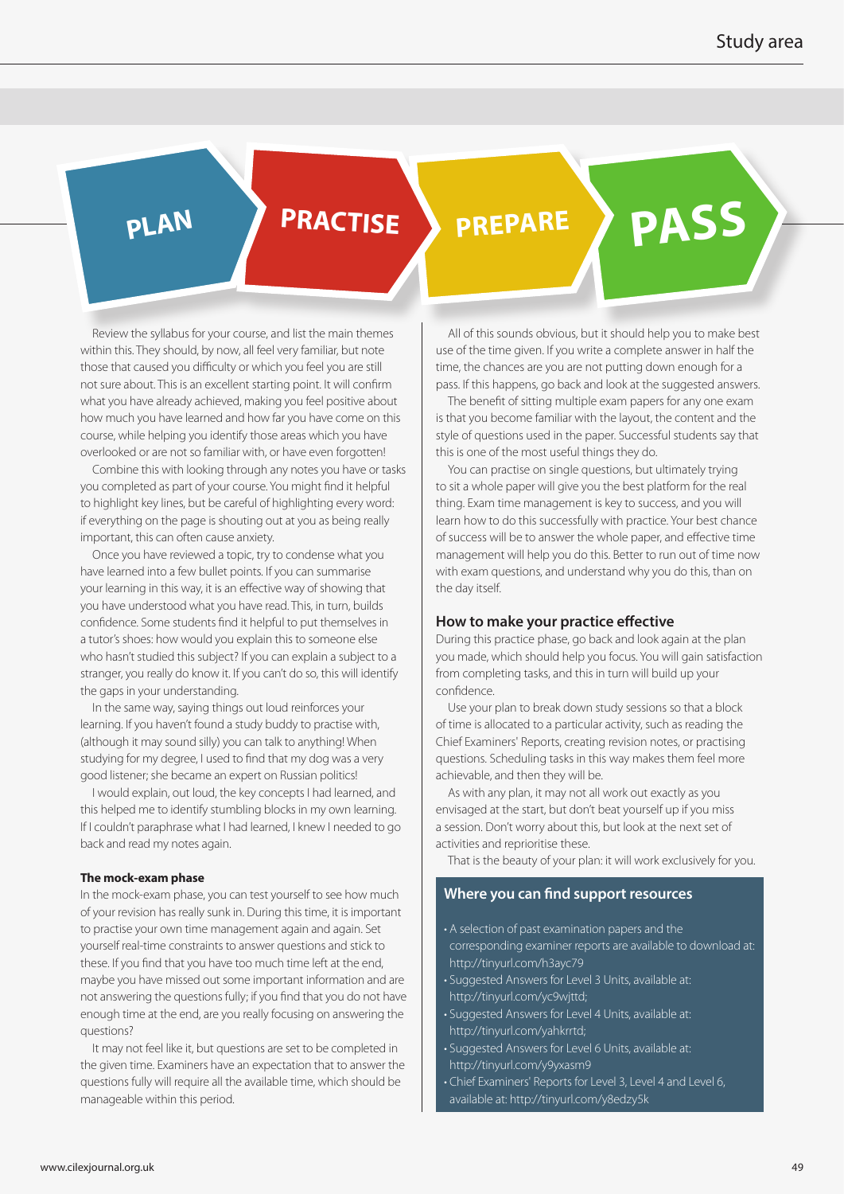PLAN PRACTISE PREPARE PASS

Review the syllabus for your course, and list the main themes within this. They should, by now, all feel very familiar, but note those that caused you difficulty or which you feel you are still not sure about. This is an excellent starting point. It will confirm what you have already achieved, making you feel positive about how much you have learned and how far you have come on this course, while helping you identify those areas which you have overlooked or are not so familiar with, or have even forgotten!

Combine this with looking through any notes you have or tasks you completed as part of your course. You might find it helpful to highlight key lines, but be careful of highlighting every word: if everything on the page is shouting out at you as being really important, this can often cause anxiety.

Once you have reviewed a topic, try to condense what you have learned into a few bullet points. If you can summarise your learning in this way, it is an effective way of showing that you have understood what you have read. This, in turn, builds confidence. Some students find it helpful to put themselves in a tutor's shoes: how would you explain this to someone else who hasn't studied this subject? If you can explain a subject to a stranger, you really do know it. If you can't do so, this will identify the gaps in your understanding.

In the same way, saying things out loud reinforces your learning. If you haven't found a study buddy to practise with, (although it may sound silly) you can talk to anything! When studying for my degree, I used to find that my dog was a very good listener; she became an expert on Russian politics!

I would explain, out loud, the key concepts I had learned, and this helped me to identify stumbling blocks in my own learning. If I couldn't paraphrase what I had learned, I knew I needed to go back and read my notes again.

#### The mock-exam phase

In the mock-exam phase, you can test yourself to see how much of your revision has really sunk in. During this time, it is important to practise your own time management again and again. Set yourself real-time constraints to answer questions and stick to these. If you find that you have too much time left at the end, maybe you have missed out some important information and are not answering the questions fully; if you find that you do not have enough time at the end, are you really focusing on answering the questions?

It may not feel like it, but questions are set to be completed in the given time. Examiners have an expectation that to answer the questions fully will require all the available time, which should be manageable within this period.

All of this sounds obvious, but it should help you to make best use of the time given. If you write a complete answer in half the time, the chances are you are not putting down enough for a pass. If this happens, go back and look at the suggested answers.

The benefit of sitting multiple exam papers for any one exam is that you become familiar with the layout, the content and the style of questions used in the paper. Successful students say that this is one of the most useful things they do.

You can practise on single questions, but ultimately trying to sit a whole paper will give you the best platform for the real thing. Exam time management is key to success, and you will learn how to do this successfully with practice. Your best chance of success will be to answer the whole paper, and effective time management will help you do this. Better to run out of time now with exam questions, and understand why you do this, than on the day itself.

### How to make your practice effective

During this practice phase, go back and look again at the plan you made, which should help you focus. You will gain satisfaction from completing tasks, and this in turn will build up your confidence.

Use your plan to break down study sessions so that a block of time is allocated to a particular activity, such as reading the Chief Examiners' Reports, creating revision notes, or practising questions. Scheduling tasks in this way makes them feel more achievable, and then they will be.

As with any plan, it may not all work out exactly as you envisaged at the start, but don't beat yourself up if you miss a session. Don't worry about this, but look at the next set of activities and reprioritise these.

That is the beauty of your plan: it will work exclusively for you.

### Where you can find support resources

- A selection of past examination papers and the corresponding examiner reports are available to download at: http://tinyurl.com/h3ayc79
- Suggested Answers for Level 3 Units, available at: http://tinyurl.com/yc9wjttd;
- Suggested Answers for Level 4 Units, available at: http://tinyurl.com/yahkrrtd;
- Suggested Answers for Level 6 Units, available at: http://tinyurl.com/y9yxasm9
- Chief Examiners' Reports for Level 3, Level 4 and Level 6, available at: http://tinyurl.com/y8edzy5k